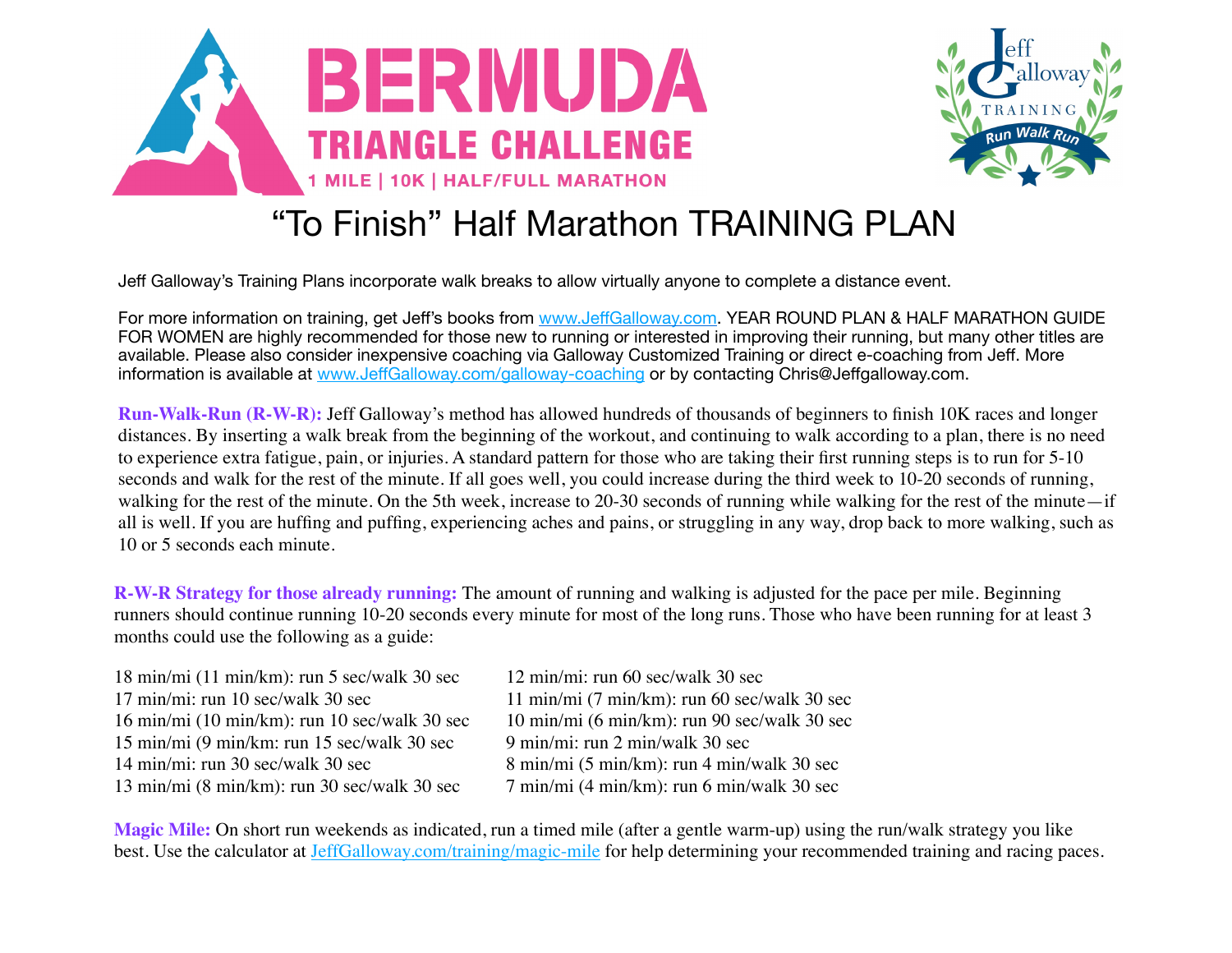# BERMUDA TRIANGLE CHALLENGE

1 MILE | 10K | HALF/FULL MARATHON

Jeff Galloway TRAINING Run Walk Run

# "To Finish" Half Marathon TRAINING PLAN

Jeff Galloway's Training Plans incorporate walk breaks to allow virtually anyone to complete a distance event.

For more information on training, get Jeff's books from [www.JeffGalloway.com](http://www.JeffGalloway.com). YEAR ROUND PLAN & HALF MARATHON GUIDE FOR WOMEN are highly recommended for those new to running or interested in improving their running, but many other titles are available. Please also consider inexpensive coaching via Galloway Customized Training or direct e-coaching from Jeff. More information is available at [www.JeffGalloway.com/galloway-coaching](http://www.JeffGalloway.com/galloway-coaching) or by contacting Chris@Jeffgalloway.com.

**Run-Walk-Run (R-W-R):** Jeff Galloway's method has allowed hundreds of thousands of beginners to finish 10K races and longer distances. By inserting a walk break from the beginning of the workout, and continuing to walk according to a plan, there is no need to experience extra fatigue, pain, or injuries. A standard pattern for those who are taking their first running steps is to run for 5-10 seconds and walk for the rest of the minute. If all goes well, you could increase during the third week to 10-20 seconds of running, walking for the rest of the minute. On the 5th week, increase to 20-30 seconds of running while walking for the rest of the minute—if all is well. If you are huffing and puffing, experiencing aches and pains, or struggling in any way, drop back to more walking, such as 10 or 5 seconds each minute.

**R-W-R Strategy for those already running:** The amount of running and walking is adjusted for the pace per mile. Beginning runners should continue running 10-20 seconds every minute for most of the long runs. Those who have been running for at least 3 months could use the following as a guide:

18 min/mi (11 min/km): run 5 sec/walk 30 sec
17 min/mi: run 10 sec/walk 30 sec
16 min/mi (10 min/km): run 10 sec/walk 30 sec
15 min/mi (9 min/km: run 15 sec/walk 30 sec
14 min/mi: run 30 sec/walk 30 sec
13 min/mi (8 min/km): run 30 sec/walk 30 sec
12 min/mi: run 60 sec/walk 30 sec
11 min/mi (7 min/km): run 60 sec/walk 30 sec
10 min/mi (6 min/km): run 90 sec/walk 30 sec
9 min/mi: run 2 min/walk 30 sec
8 min/mi (5 min/km): run 4 min/walk 30 sec
7 min/mi (4 min/km): run 6 min/walk 30 sec

**Magic Mile:** On short run weekends as indicated, run a timed mile (after a gentle warm-up) using the run/walk strategy you like best. Use the calculator at [JeffGalloway.com/training/magic-mile](http://JeffGalloway.com/training/magic-mile) for help determining your recommended training and racing paces.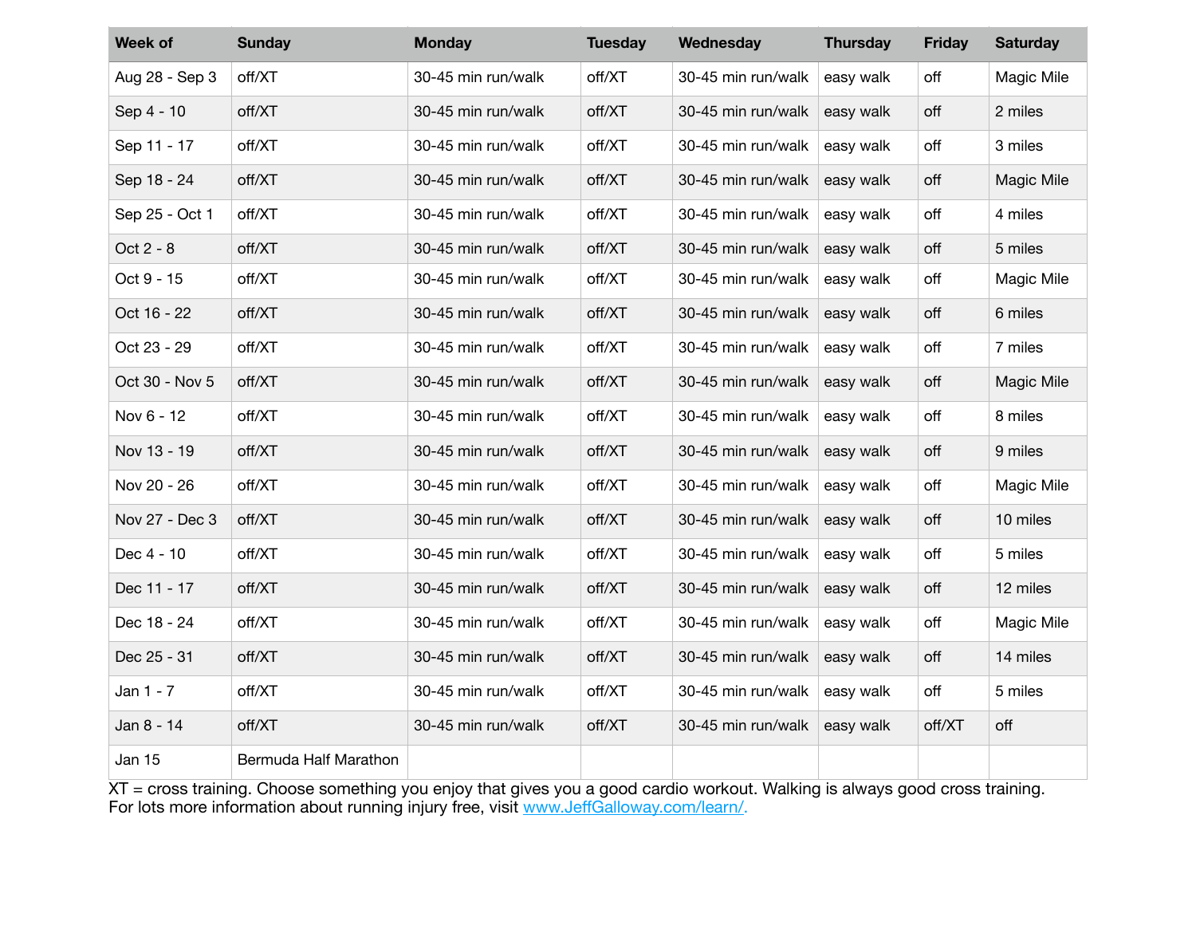| Week of | Sunday | Monday | Tuesday | Wednesday | Thursday | Friday | Saturday |
| --- | --- | --- | --- | --- | --- | --- | --- |
| Aug 28 - Sep 3 | off/XT | 30-45 min run/walk | off/XT | 30-45 min run/walk | easy walk | off | Magic Mile |
| Sep 4 - 10 | off/XT | 30-45 min run/walk | off/XT | 30-45 min run/walk | easy walk | off | 2 miles |
| Sep 11 - 17 | off/XT | 30-45 min run/walk | off/XT | 30-45 min run/walk | easy walk | off | 3 miles |
| Sep 18 - 24 | off/XT | 30-45 min run/walk | off/XT | 30-45 min run/walk | easy walk | off | Magic Mile |
| Sep 25 - Oct 1 | off/XT | 30-45 min run/walk | off/XT | 30-45 min run/walk | easy walk | off | 4 miles |
| Oct 2 - 8 | off/XT | 30-45 min run/walk | off/XT | 30-45 min run/walk | easy walk | off | 5 miles |
| Oct 9 - 15 | off/XT | 30-45 min run/walk | off/XT | 30-45 min run/walk | easy walk | off | Magic Mile |
| Oct 16 - 22 | off/XT | 30-45 min run/walk | off/XT | 30-45 min run/walk | easy walk | off | 6 miles |
| Oct 23 - 29 | off/XT | 30-45 min run/walk | off/XT | 30-45 min run/walk | easy walk | off | 7 miles |
| Oct 30 - Nov 5 | off/XT | 30-45 min run/walk | off/XT | 30-45 min run/walk | easy walk | off | Magic Mile |
| Nov 6 - 12 | off/XT | 30-45 min run/walk | off/XT | 30-45 min run/walk | easy walk | off | 8 miles |
| Nov 13 - 19 | off/XT | 30-45 min run/walk | off/XT | 30-45 min run/walk | easy walk | off | 9 miles |
| Nov 20 - 26 | off/XT | 30-45 min run/walk | off/XT | 30-45 min run/walk | easy walk | off | Magic Mile |
| Nov 27 - Dec 3 | off/XT | 30-45 min run/walk | off/XT | 30-45 min run/walk | easy walk | off | 10 miles |
| Dec 4 - 10 | off/XT | 30-45 min run/walk | off/XT | 30-45 min run/walk | easy walk | off | 5 miles |
| Dec 11 - 17 | off/XT | 30-45 min run/walk | off/XT | 30-45 min run/walk | easy walk | off | 12 miles |
| Dec 18 - 24 | off/XT | 30-45 min run/walk | off/XT | 30-45 min run/walk | easy walk | off | Magic Mile |
| Dec 25 - 31 | off/XT | 30-45 min run/walk | off/XT | 30-45 min run/walk | easy walk | off | 14 miles |
| Jan 1 - 7 | off/XT | 30-45 min run/walk | off/XT | 30-45 min run/walk | easy walk | off | 5 miles |
| Jan 8 - 14 | off/XT | 30-45 min run/walk | off/XT | 30-45 min run/walk | easy walk | off/XT | off |
| Jan 15 | Bermuda Half Marathon | | | | | | |

XT = cross training. Choose something you enjoy that gives you a good cardio workout. Walking is always good cross training.
For lots more information about running injury free, visit [www.JeffGalloway.com/learn/.](http://www.JeffGalloway.com/learn/)